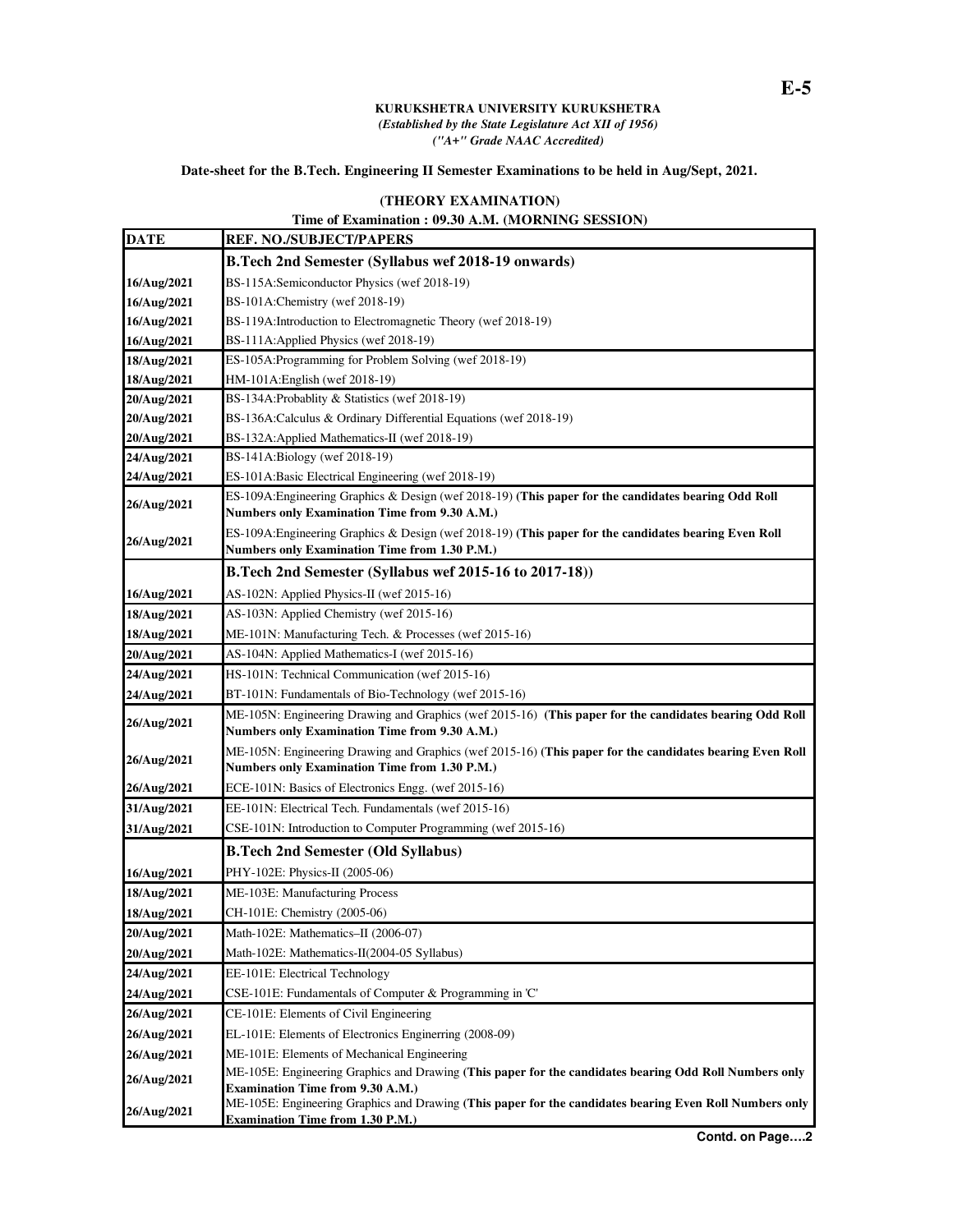E-5

**KURUKSHETRA UNIVERSITY KURUKSHETRA**
*(Established by the State Legislature Act XII of 1956)*
*("A+" Grade NAAC Accredited)*

**Date-sheet for the B.Tech. Engineering II Semester Examinations to be held in Aug/Sept, 2021.**

**(THEORY EXAMINATION)**
**Time of Examination : 09.30 A.M. (MORNING SESSION)**

| DATE | REF. NO./SUBJECT/PAPERS |
|---|---|
| | **B.Tech 2nd Semester (Syllabus wef 2018-19 onwards)** |
| 16/Aug/2021 | BS-115A:Semiconductor Physics (wef 2018-19) |
| 16/Aug/2021 | BS-101A:Chemistry (wef 2018-19) |
| 16/Aug/2021 | BS-119A:Introduction to Electromagnetic Theory (wef 2018-19) |
| 16/Aug/2021 | BS-111A:Applied Physics (wef 2018-19) |
| 18/Aug/2021 | ES-105A:Programming for Problem Solving (wef 2018-19) |
| 18/Aug/2021 | HM-101A:English (wef 2018-19) |
| 20/Aug/2021 | BS-134A:Probablity & Statistics (wef 2018-19) |
| 20/Aug/2021 | BS-136A:Calculus & Ordinary Differential Equations (wef 2018-19) |
| 20/Aug/2021 | BS-132A:Applied Mathematics-II (wef 2018-19) |
| 24/Aug/2021 | BS-141A:Biology (wef 2018-19) |
| 24/Aug/2021 | ES-101A:Basic Electrical Engineering (wef 2018-19) |
| 26/Aug/2021 | ES-109A:Engineering Graphics & Design (wef 2018-19) **(This paper for the candidates bearing Odd Roll Numbers only Examination Time from 9.30 A.M.)** |
| 26/Aug/2021 | ES-109A:Engineering Graphics & Design (wef 2018-19) **(This paper for the candidates bearing Even Roll Numbers only Examination Time from 1.30 P.M.)** |
| | **B.Tech 2nd Semester (Syllabus wef 2015-16 to 2017-18))** |
| 16/Aug/2021 | AS-102N: Applied Physics-II (wef 2015-16) |
| 18/Aug/2021 | AS-103N: Applied Chemistry (wef 2015-16) |
| 18/Aug/2021 | ME-101N: Manufacturing Tech. & Processes (wef 2015-16) |
| 20/Aug/2021 | AS-104N: Applied Mathematics-I (wef 2015-16) |
| 24/Aug/2021 | HS-101N: Technical Communication (wef 2015-16) |
| 24/Aug/2021 | BT-101N: Fundamentals of Bio-Technology (wef 2015-16) |
| 26/Aug/2021 | ME-105N: Engineering Drawing and Graphics (wef 2015-16) **(This paper for the candidates bearing Odd Roll Numbers only Examination Time from 9.30 A.M.)** |
| 26/Aug/2021 | ME-105N: Engineering Drawing and Graphics (wef 2015-16) **(This paper for the candidates bearing Even Roll Numbers only Examination Time from 1.30 P.M.)** |
| 26/Aug/2021 | ECE-101N: Basics of Electronics Engg. (wef 2015-16) |
| 31/Aug/2021 | EE-101N: Electrical Tech. Fundamentals (wef 2015-16) |
| 31/Aug/2021 | CSE-101N: Introduction to Computer Programming (wef 2015-16) |
| | **B.Tech 2nd Semester (Old Syllabus)** |
| 16/Aug/2021 | PHY-102E: Physics-II (2005-06) |
| 18/Aug/2021 | ME-103E: Manufacturing Process |
| 18/Aug/2021 | CH-101E: Chemistry (2005-06) |
| 20/Aug/2021 | Math-102E: Mathematics–II (2006-07) |
| 20/Aug/2021 | Math-102E: Mathematics-II(2004-05 Syllabus) |
| 24/Aug/2021 | EE-101E: Electrical Technology |
| 24/Aug/2021 | CSE-101E: Fundamentals of Computer & Programming in 'C' |
| 26/Aug/2021 | CE-101E: Elements of Civil Engineering |
| 26/Aug/2021 | EL-101E: Elements of Electronics Enginerring (2008-09) |
| 26/Aug/2021 | ME-101E: Elements of Mechanical Engineering |
| 26/Aug/2021 | ME-105E: Engineering Graphics and Drawing **(This paper for the candidates bearing Odd Roll Numbers only Examination Time from 9.30 A.M.)** |
| 26/Aug/2021 | ME-105E: Engineering Graphics and Drawing **(This paper for the candidates bearing Even Roll Numbers only Examination Time from 1.30 P.M.)** |

**Contd. on Page….2**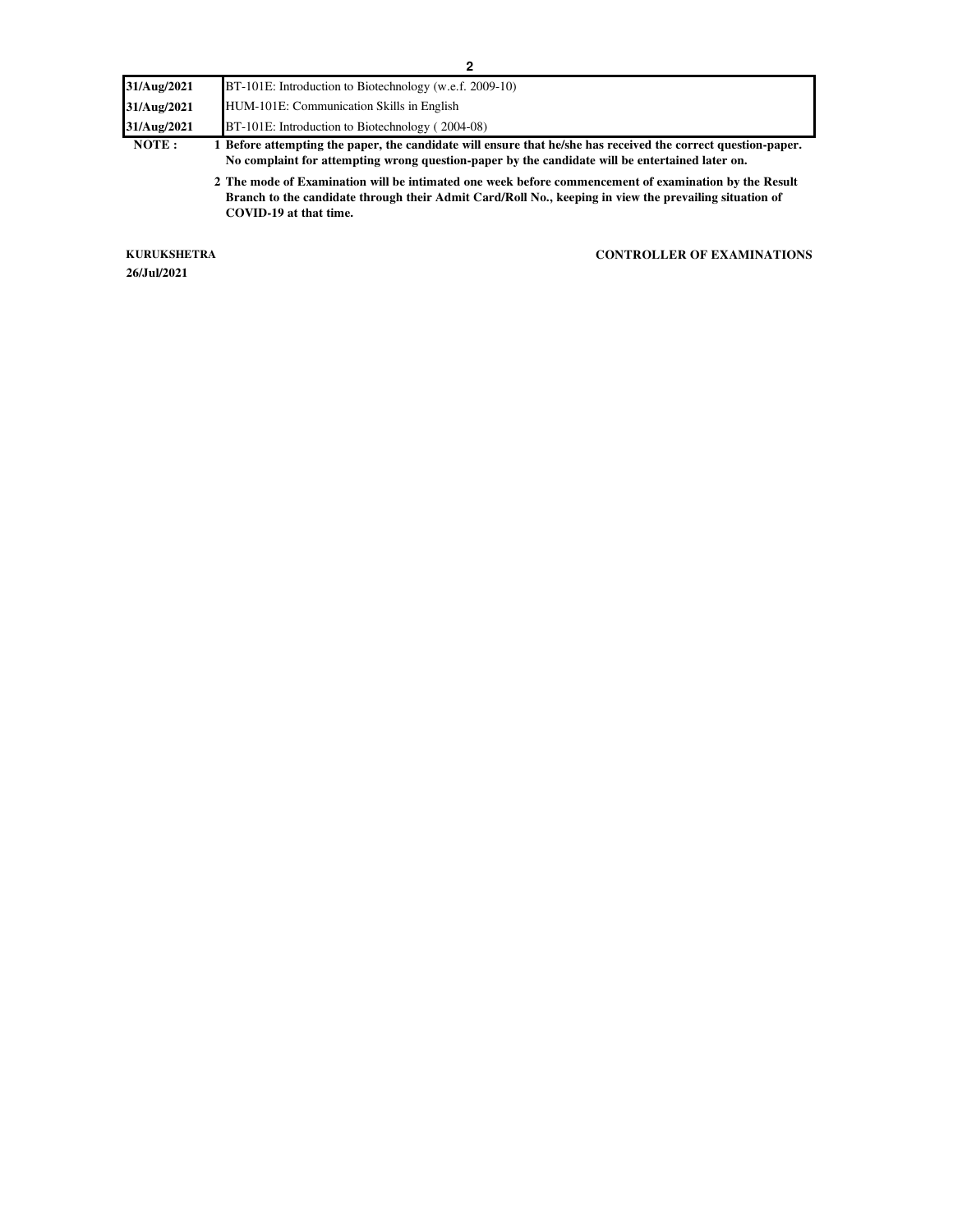| | |
|---|---|
| 31/Aug/2021 | BT-101E: Introduction to Biotechnology (w.e.f. 2009-10) |
| 31/Aug/2021 | HUM-101E: Communication Skills in English |
| 31/Aug/2021 | BT-101E: Introduction to Biotechnology ( 2004-08) |

**NOTE :**

1. **Before attempting the paper, the candidate will ensure that he/she has received the correct question-paper. No complaint for attempting wrong question-paper by the candidate will be entertained later on.**
2. **The mode of Examination will be intimated one week before commencement of examination by the Result Branch to the candidate through their Admit Card/Roll No., keeping in view the prevailing situation of COVID-19 at that time.**

**KURUKSHETRA**
**26/Jul/2021**

**CONTROLLER OF EXAMINATIONS**